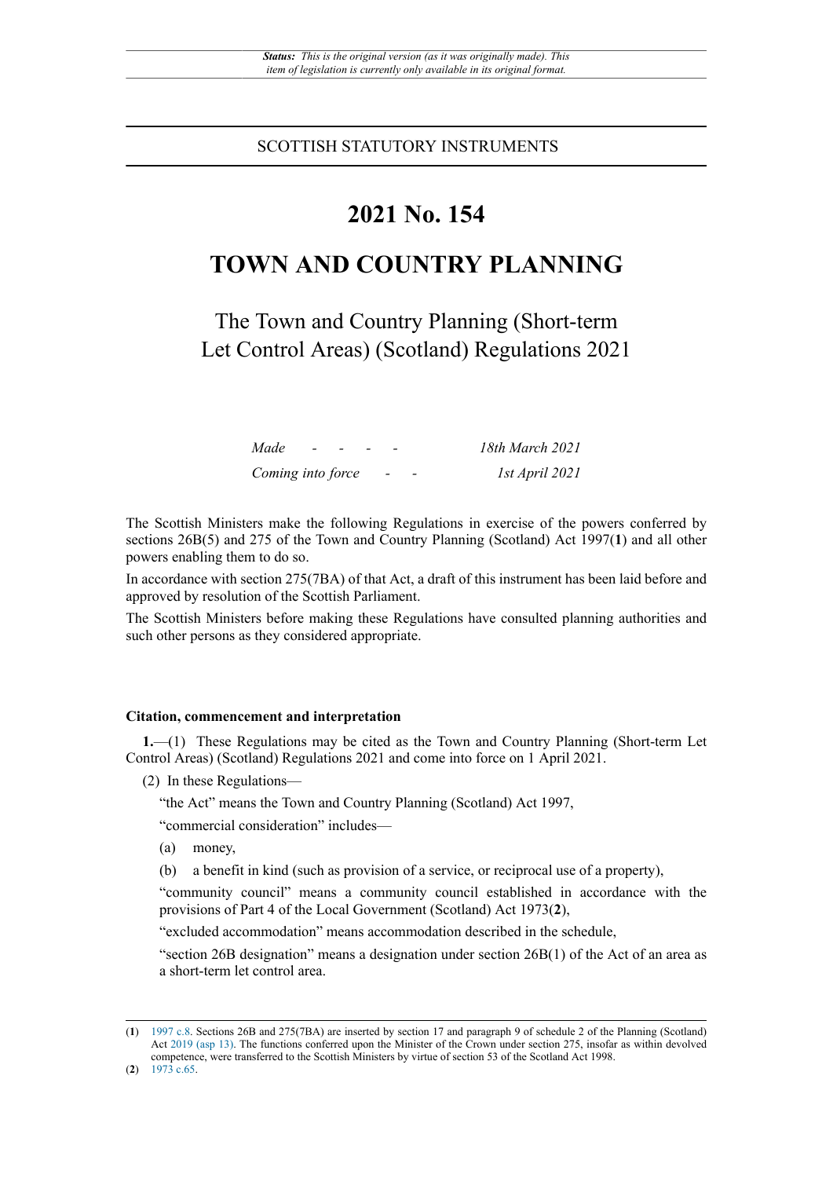*Status: This is the original version (as it was originally made). This item of legislation is currently only available in its original format.*

SCOTTISH STATUTORY INSTRUMENTS

# 2021 No. 154

# TOWN AND COUNTRY PLANNING

## The Town and Country Planning (Short-term Let Control Areas) (Scotland) Regulations 2021

| | |
|---|---|
| *Made* - - - - | *18th March 2021* |
| *Coming into force* - - | *1st April 2021* |

The Scottish Ministers make the following Regulations in exercise of the powers conferred by sections 26B(5) and 275 of the Town and Country Planning (Scotland) Act 1997([1]) and all other powers enabling them to do so.

In accordance with section 275(7BA) of that Act, a draft of this instrument has been laid before and approved by resolution of the Scottish Parliament.

The Scottish Ministers before making these Regulations have consulted planning authorities and such other persons as they considered appropriate.

**Citation, commencement and interpretation**

**1.**—(1) These Regulations may be cited as the Town and Country Planning (Short-term Let Control Areas) (Scotland) Regulations 2021 and come into force on 1 April 2021.

(2) In these Regulations—

"the Act" means the Town and Country Planning (Scotland) Act 1997,

"commercial consideration" includes—

(a) money,

(b) a benefit in kind (such as provision of a service, or reciprocal use of a property),

"community council" means a community council established in accordance with the provisions of Part 4 of the Local Government (Scotland) Act 1973([2]),

"excluded accommodation" means accommodation described in the schedule,

"section 26B designation" means a designation under section 26B(1) of the Act of an area as a short-term let control area.

([1]) 1997 c.8. Sections 26B and 275(7BA) are inserted by section 17 and paragraph 9 of schedule 2 of the Planning (Scotland) Act 2019 (asp 13). The functions conferred upon the Minister of the Crown under section 275, insofar as within devolved competence, were transferred to the Scottish Ministers by virtue of section 53 of the Scotland Act 1998.

([2]) 1973 c.65.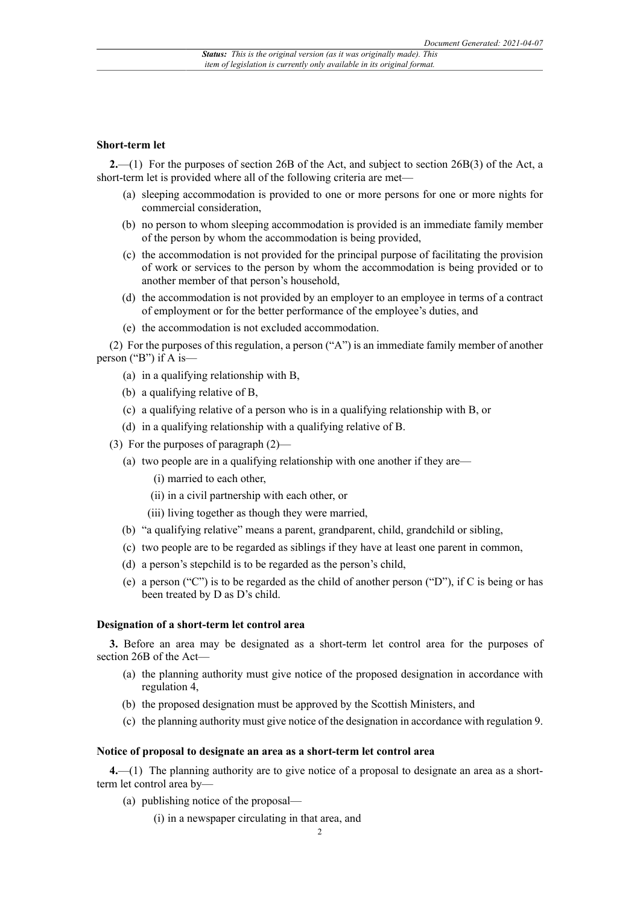### Short-term let

**2.**—(1) For the purposes of section 26B of the Act, and subject to section 26B(3) of the Act, a short-term let is provided where all of the following criteria are met—

- (a) sleeping accommodation is provided to one or more persons for one or more nights for commercial consideration,
- (b) no person to whom sleeping accommodation is provided is an immediate family member of the person by whom the accommodation is being provided,
- (c) the accommodation is not provided for the principal purpose of facilitating the provision of work or services to the person by whom the accommodation is being provided or to another member of that person's household,
- (d) the accommodation is not provided by an employer to an employee in terms of a contract of employment or for the better performance of the employee's duties, and
- (e) the accommodation is not excluded accommodation.

(2) For the purposes of this regulation, a person ("A") is an immediate family member of another person ("B") if A is—

- (a) in a qualifying relationship with B,
- (b) a qualifying relative of B,
- (c) a qualifying relative of a person who is in a qualifying relationship with B, or
- (d) in a qualifying relationship with a qualifying relative of B.

(3) For the purposes of paragraph (2)—

- (a) two people are in a qualifying relationship with one another if they are—
  - (i) married to each other,
  - (ii) in a civil partnership with each other, or
  - (iii) living together as though they were married,
- (b) "a qualifying relative" means a parent, grandparent, child, grandchild or sibling,
- (c) two people are to be regarded as siblings if they have at least one parent in common,
- (d) a person's stepchild is to be regarded as the person's child,
- (e) a person ("C") is to be regarded as the child of another person ("D"), if C is being or has been treated by D as D's child.

### Designation of a short-term let control area

**3.** Before an area may be designated as a short-term let control area for the purposes of section 26B of the Act—

- (a) the planning authority must give notice of the proposed designation in accordance with regulation 4,
- (b) the proposed designation must be approved by the Scottish Ministers, and
- (c) the planning authority must give notice of the designation in accordance with regulation 9.

### Notice of proposal to designate an area as a short-term let control area

**4.**—(1) The planning authority are to give notice of a proposal to designate an area as a short-term let control area by—

- (a) publishing notice of the proposal—
  - (i) in a newspaper circulating in that area, and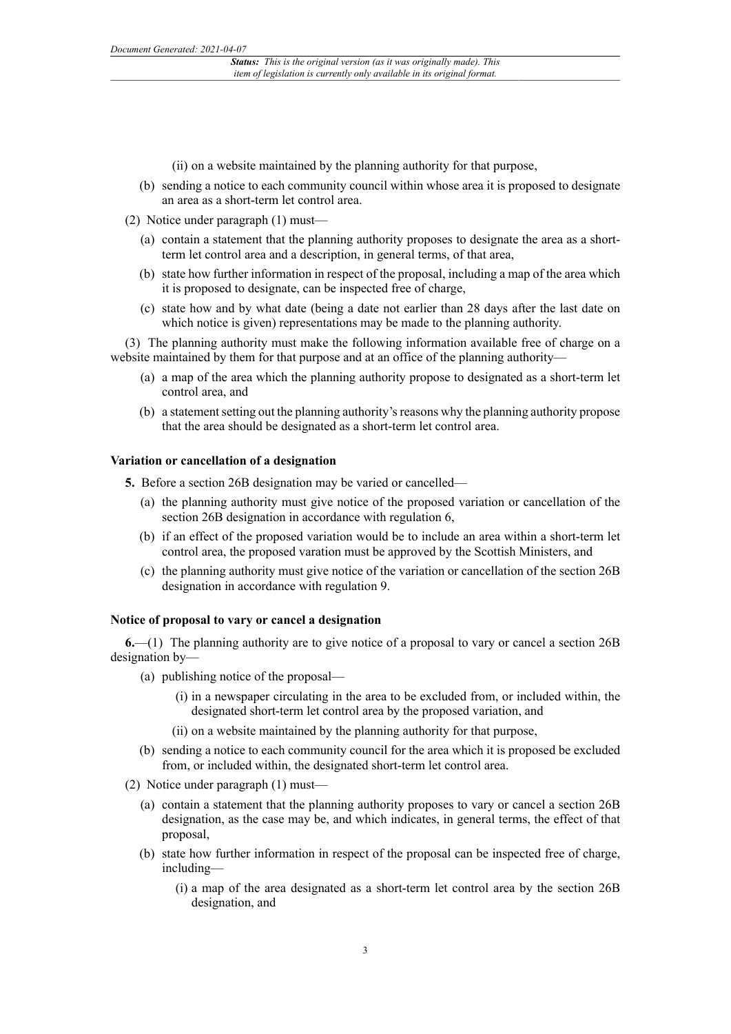(ii) on a website maintained by the planning authority for that purpose,

(b) sending a notice to each community council within whose area it is proposed to designate an area as a short-term let control area.

(2) Notice under paragraph (1) must—

(a) contain a statement that the planning authority proposes to designate the area as a short-term let control area and a description, in general terms, of that area,

(b) state how further information in respect of the proposal, including a map of the area which it is proposed to designate, can be inspected free of charge,

(c) state how and by what date (being a date not earlier than 28 days after the last date on which notice is given) representations may be made to the planning authority.

(3) The planning authority must make the following information available free of charge on a website maintained by them for that purpose and at an office of the planning authority—

(a) a map of the area which the planning authority propose to designated as a short-term let control area, and

(b) a statement setting out the planning authority's reasons why the planning authority propose that the area should be designated as a short-term let control area.

### Variation or cancellation of a designation

**5.** Before a section 26B designation may be varied or cancelled—

(a) the planning authority must give notice of the proposed variation or cancellation of the section 26B designation in accordance with regulation 6,

(b) if an effect of the proposed variation would be to include an area within a short-term let control area, the proposed varation must be approved by the Scottish Ministers, and

(c) the planning authority must give notice of the variation or cancellation of the section 26B designation in accordance with regulation 9.

### Notice of proposal to vary or cancel a designation

**6.**—(1) The planning authority are to give notice of a proposal to vary or cancel a section 26B designation by—

(a) publishing notice of the proposal—

(i) in a newspaper circulating in the area to be excluded from, or included within, the designated short-term let control area by the proposed variation, and

(ii) on a website maintained by the planning authority for that purpose,

(b) sending a notice to each community council for the area which it is proposed be excluded from, or included within, the designated short-term let control area.

(2) Notice under paragraph (1) must—

(a) contain a statement that the planning authority proposes to vary or cancel a section 26B designation, as the case may be, and which indicates, in general terms, the effect of that proposal,

(b) state how further information in respect of the proposal can be inspected free of charge, including—

(i) a map of the area designated as a short-term let control area by the section 26B designation, and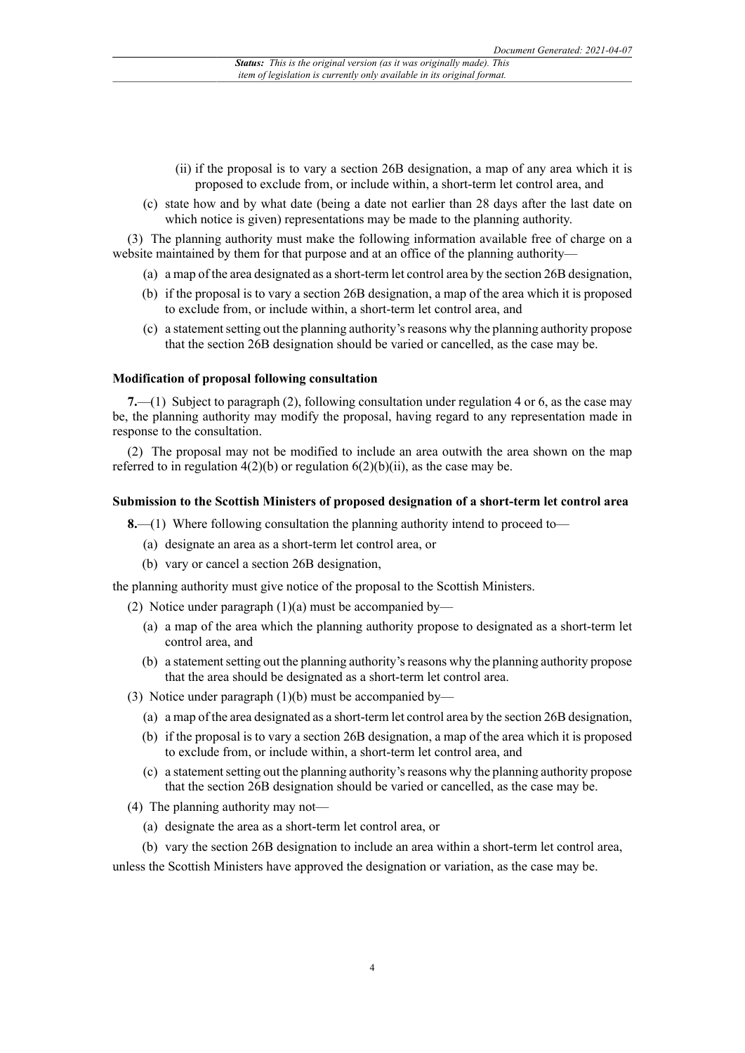(ii) if the proposal is to vary a section 26B designation, a map of any area which it is proposed to exclude from, or include within, a short-term let control area, and

(c) state how and by what date (being a date not earlier than 28 days after the last date on which notice is given) representations may be made to the planning authority.

(3) The planning authority must make the following information available free of charge on a website maintained by them for that purpose and at an office of the planning authority—

(a) a map of the area designated as a short-term let control area by the section 26B designation,

(b) if the proposal is to vary a section 26B designation, a map of the area which it is proposed to exclude from, or include within, a short-term let control area, and

(c) a statement setting out the planning authority's reasons why the planning authority propose that the section 26B designation should be varied or cancelled, as the case may be.

**Modification of proposal following consultation**

**7.**—(1) Subject to paragraph (2), following consultation under regulation 4 or 6, as the case may be, the planning authority may modify the proposal, having regard to any representation made in response to the consultation.

(2) The proposal may not be modified to include an area outwith the area shown on the map referred to in regulation 4(2)(b) or regulation 6(2)(b)(ii), as the case may be.

**Submission to the Scottish Ministers of proposed designation of a short-term let control area**

**8.**—(1) Where following consultation the planning authority intend to proceed to—

(a) designate an area as a short-term let control area, or

(b) vary or cancel a section 26B designation,

the planning authority must give notice of the proposal to the Scottish Ministers.

(2) Notice under paragraph (1)(a) must be accompanied by—

(a) a map of the area which the planning authority propose to designated as a short-term let control area, and

(b) a statement setting out the planning authority's reasons why the planning authority propose that the area should be designated as a short-term let control area.

(3) Notice under paragraph (1)(b) must be accompanied by—

(a) a map of the area designated as a short-term let control area by the section 26B designation,

(b) if the proposal is to vary a section 26B designation, a map of the area which it is proposed to exclude from, or include within, a short-term let control area, and

(c) a statement setting out the planning authority's reasons why the planning authority propose that the section 26B designation should be varied or cancelled, as the case may be.

(4) The planning authority may not—

(a) designate the area as a short-term let control area, or

(b) vary the section 26B designation to include an area within a short-term let control area,

unless the Scottish Ministers have approved the designation or variation, as the case may be.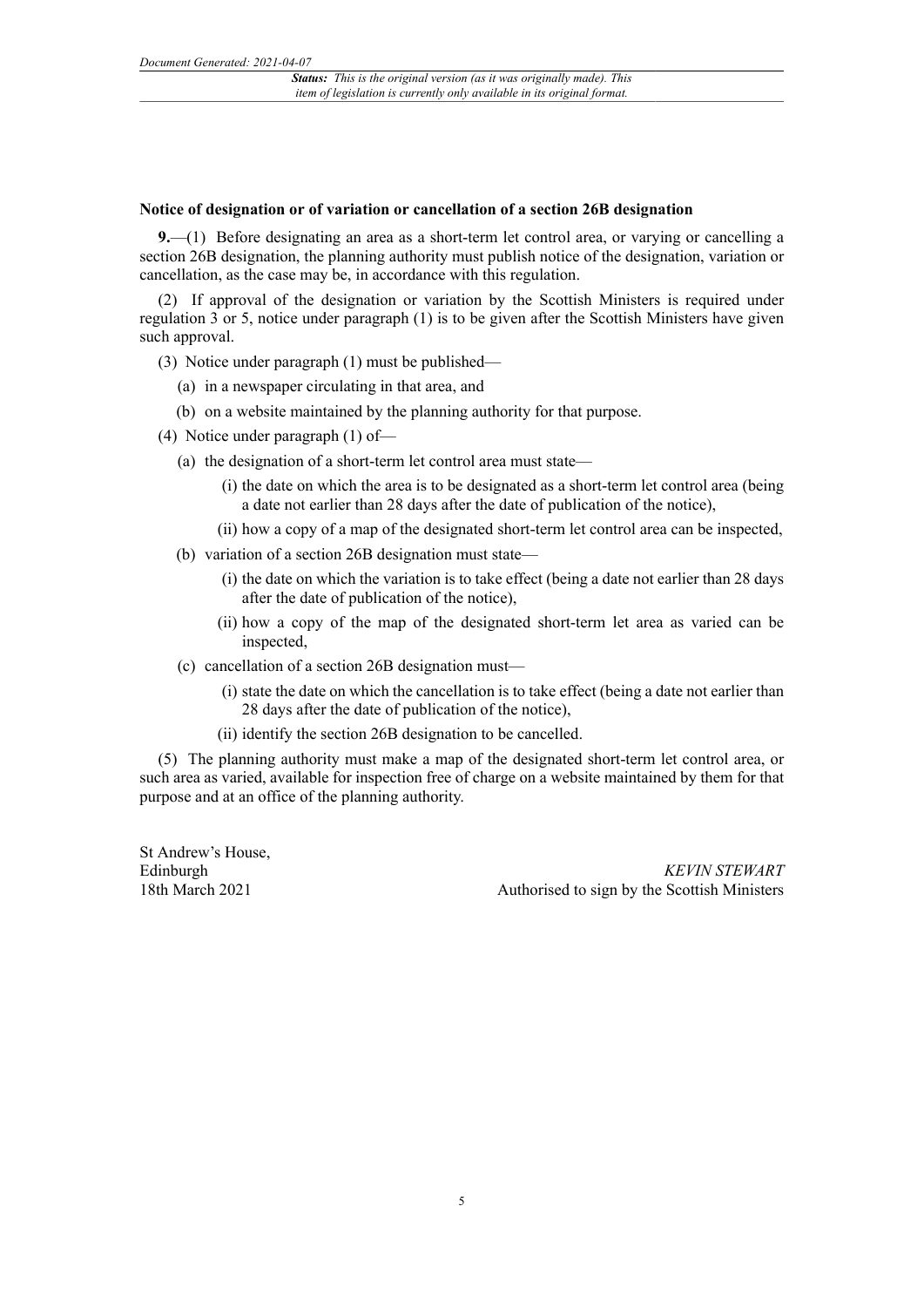### Notice of designation or of variation or cancellation of a section 26B designation

**9.**—(1) Before designating an area as a short-term let control area, or varying or cancelling a section 26B designation, the planning authority must publish notice of the designation, variation or cancellation, as the case may be, in accordance with this regulation.

(2) If approval of the designation or variation by the Scottish Ministers is required under regulation 3 or 5, notice under paragraph (1) is to be given after the Scottish Ministers have given such approval.

(3) Notice under paragraph (1) must be published—

(a) in a newspaper circulating in that area, and

(b) on a website maintained by the planning authority for that purpose.

(4) Notice under paragraph (1) of—

(a) the designation of a short-term let control area must state—

(i) the date on which the area is to be designated as a short-term let control area (being a date not earlier than 28 days after the date of publication of the notice),

(ii) how a copy of a map of the designated short-term let control area can be inspected,

(b) variation of a section 26B designation must state—

(i) the date on which the variation is to take effect (being a date not earlier than 28 days after the date of publication of the notice),

(ii) how a copy of the map of the designated short-term let area as varied can be inspected,

(c) cancellation of a section 26B designation must—

(i) state the date on which the cancellation is to take effect (being a date not earlier than 28 days after the date of publication of the notice),

(ii) identify the section 26B designation to be cancelled.

(5) The planning authority must make a map of the designated short-term let control area, or such area as varied, available for inspection free of charge on a website maintained by them for that purpose and at an office of the planning authority.

St Andrew's House,
Edinburgh
18th March 2021

*KEVIN STEWART*
Authorised to sign by the Scottish Ministers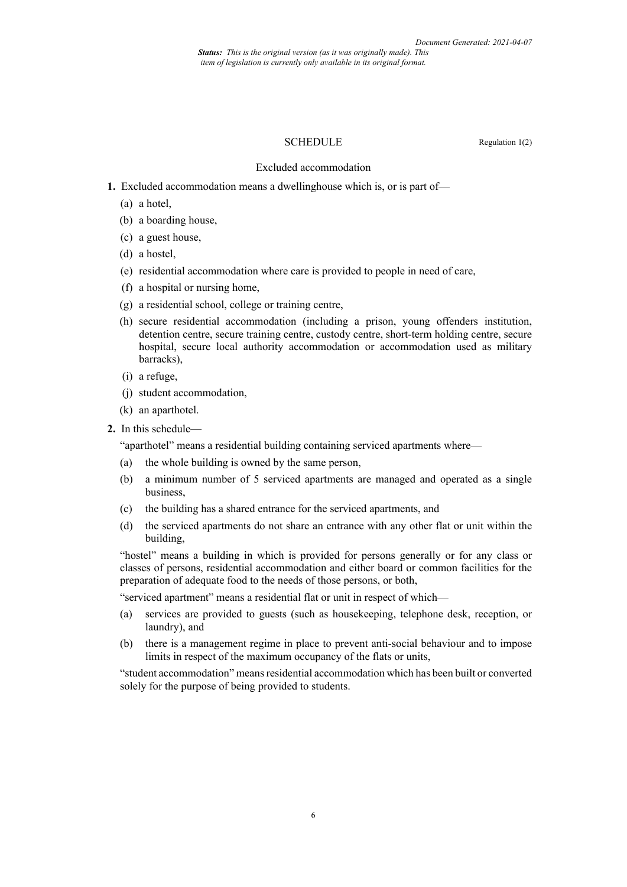## SCHEDULE

Regulation 1(2)

### Excluded accommodation

**1.** Excluded accommodation means a dwellinghouse which is, or is part of—

(a) a hotel,

(b) a boarding house,

(c) a guest house,

(d) a hostel,

(e) residential accommodation where care is provided to people in need of care,

(f) a hospital or nursing home,

(g) a residential school, college or training centre,

(h) secure residential accommodation (including a prison, young offenders institution, detention centre, secure training centre, custody centre, short-term holding centre, secure hospital, secure local authority accommodation or accommodation used as military barracks),

(i) a refuge,

(j) student accommodation,

(k) an aparthotel.

**2.** In this schedule—

"aparthotel" means a residential building containing serviced apartments where—

(a) the whole building is owned by the same person,

(b) a minimum number of 5 serviced apartments are managed and operated as a single business,

(c) the building has a shared entrance for the serviced apartments, and

(d) the serviced apartments do not share an entrance with any other flat or unit within the building,

"hostel" means a building in which is provided for persons generally or for any class or classes of persons, residential accommodation and either board or common facilities for the preparation of adequate food to the needs of those persons, or both,

"serviced apartment" means a residential flat or unit in respect of which—

(a) services are provided to guests (such as housekeeping, telephone desk, reception, or laundry), and

(b) there is a management regime in place to prevent anti-social behaviour and to impose limits in respect of the maximum occupancy of the flats or units,

"student accommodation" means residential accommodation which has been built or converted solely for the purpose of being provided to students.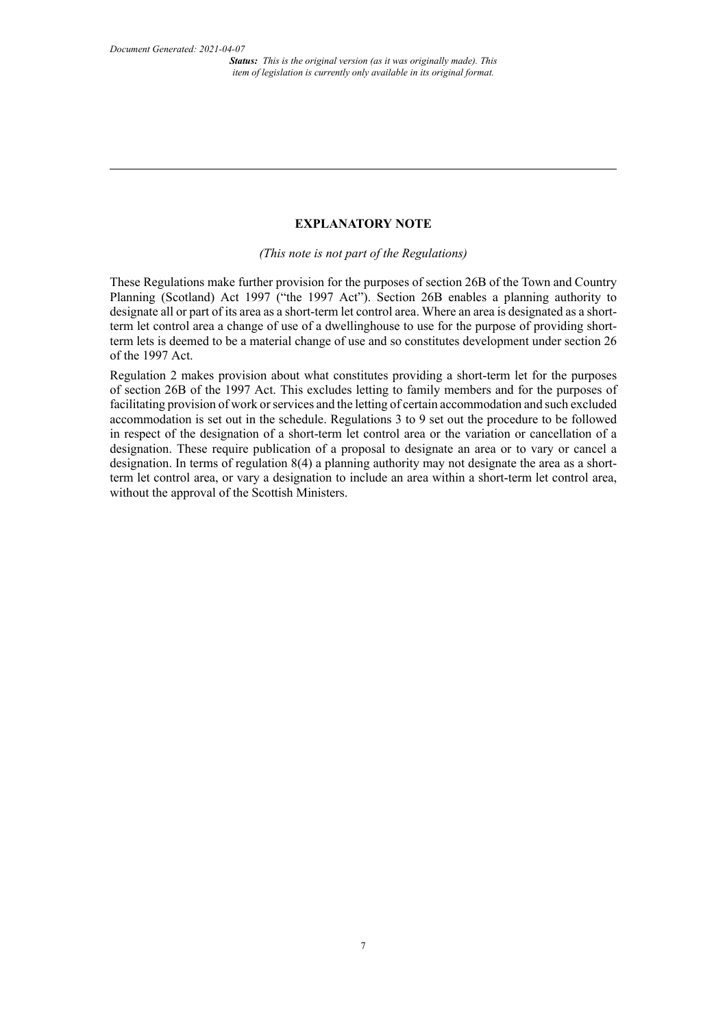## EXPLANATORY NOTE

*(This note is not part of the Regulations)*

These Regulations make further provision for the purposes of section 26B of the Town and Country Planning (Scotland) Act 1997 ("the 1997 Act"). Section 26B enables a planning authority to designate all or part of its area as a short-term let control area. Where an area is designated as a short-term let control area a change of use of a dwellinghouse to use for the purpose of providing short-term lets is deemed to be a material change of use and so constitutes development under section 26 of the 1997 Act.

Regulation 2 makes provision about what constitutes providing a short-term let for the purposes of section 26B of the 1997 Act. This excludes letting to family members and for the purposes of facilitating provision of work or services and the letting of certain accommodation and such excluded accommodation is set out in the schedule. Regulations 3 to 9 set out the procedure to be followed in respect of the designation of a short-term let control area or the variation or cancellation of a designation. These require publication of a proposal to designate an area or to vary or cancel a designation. In terms of regulation 8(4) a planning authority may not designate the area as a short-term let control area, or vary a designation to include an area within a short-term let control area, without the approval of the Scottish Ministers.